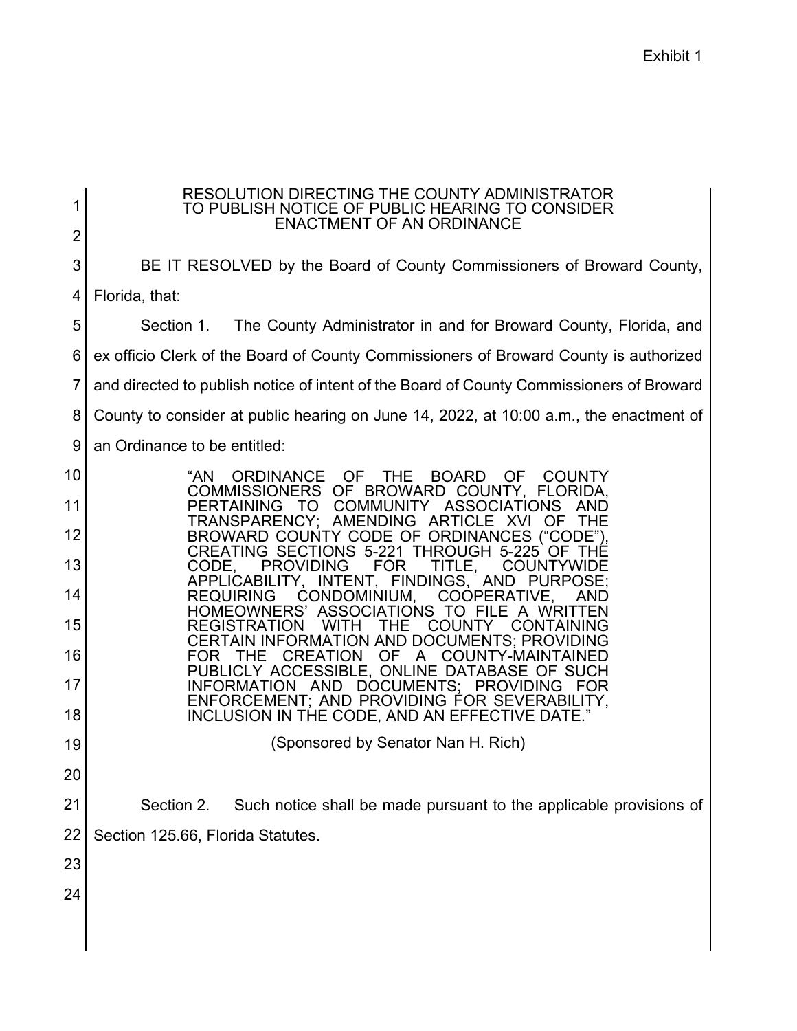Exhibit 1

# RESOLUTION DIRECTING THE COUNTY ADMINISTRATOR TO PUBLISH NOTICE OF PUBLIC HEARING TO CONSIDER ENACTMENT OF AN ORDINANCE

BE IT RESOLVED by the Board of County Commissioners of Broward County, Florida, that:

Section 1. The County Administrator in and for Broward County, Florida, and ex officio Clerk of the Board of County Commissioners of Broward County is authorized and directed to publish notice of intent of the Board of County Commissioners of Broward County to consider at public hearing on June 14, 2022, at 10:00 a.m., the enactment of an Ordinance to be entitled:

> "AN ORDINANCE OF THE BOARD OF COUNTY COMMISSIONERS OF BROWARD COUNTY, FLORIDA, PERTAINING TO COMMUNITY ASSOCIATIONS AND TRANSPARENCY; AMENDING ARTICLE XVI OF THE BROWARD COUNTY CODE OF ORDINANCES ("CODE"), CREATING SECTIONS 5-221 THROUGH 5-225 OF THE CODE, PROVIDING FOR TITLE, COUNTYWIDE APPLICABILITY, INTENT, FINDINGS, AND PURPOSE; REQUIRING CONDOMINIUM, COOPERATIVE, AND HOMEOWNERS' ASSOCIATIONS TO FILE A WRITTEN REGISTRATION WITH THE COUNTY CONTAINING CERTAIN INFORMATION AND DOCUMENTS; PROVIDING FOR THE CREATION OF A COUNTY-MAINTAINED PUBLICLY ACCESSIBLE, ONLINE DATABASE OF SUCH INFORMATION AND DOCUMENTS; PROVIDING FOR ENFORCEMENT; AND PROVIDING FOR SEVERABILITY, INCLUSION IN THE CODE, AND AN EFFECTIVE DATE."

(Sponsored by Senator Nan H. Rich)

Section 2. Such notice shall be made pursuant to the applicable provisions of Section 125.66, Florida Statutes.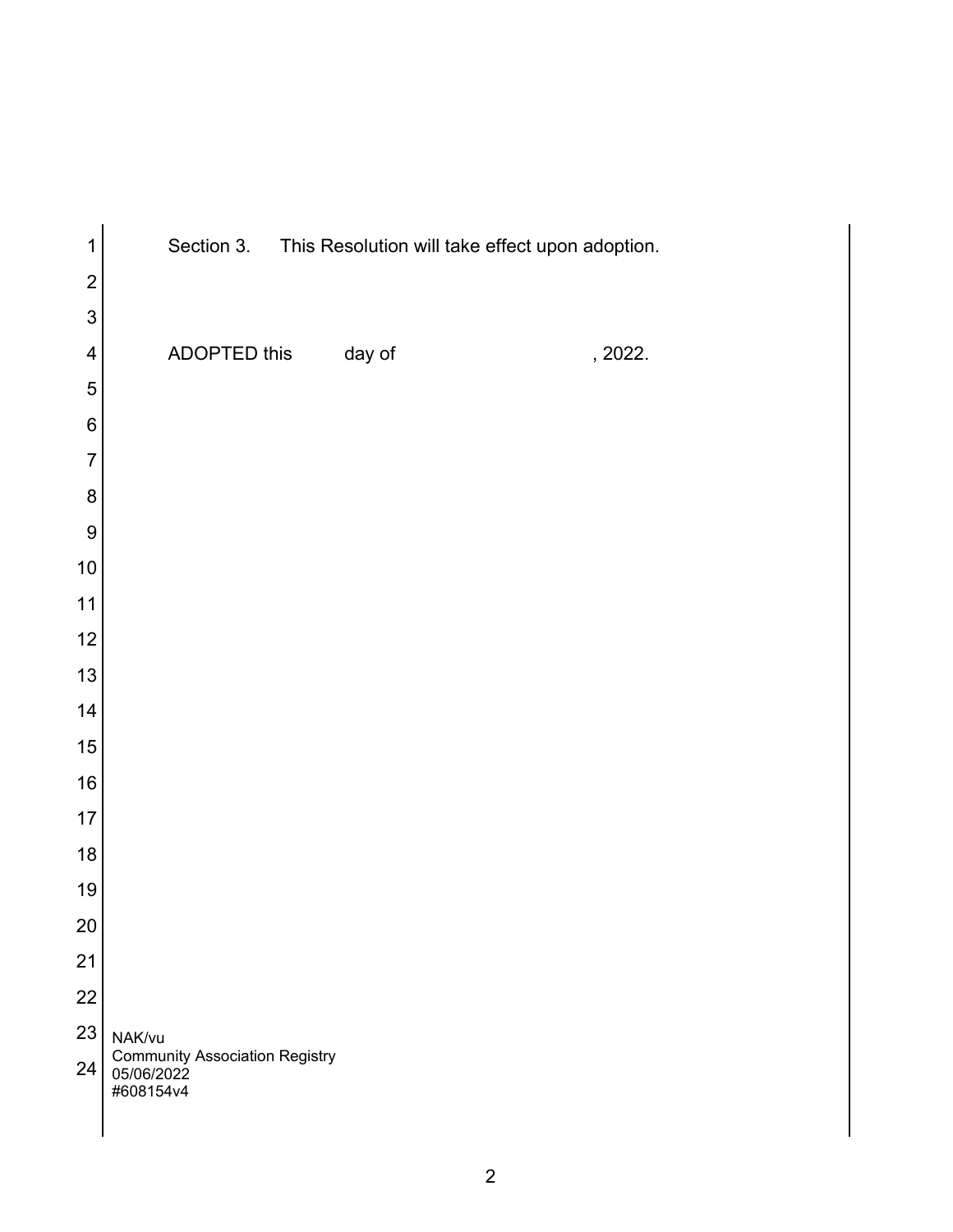Section 3. This Resolution will take effect upon adoption.

ADOPTED this day of , 2022.

NAK/vu
Community Association Registry
05/06/2022
#608154v4